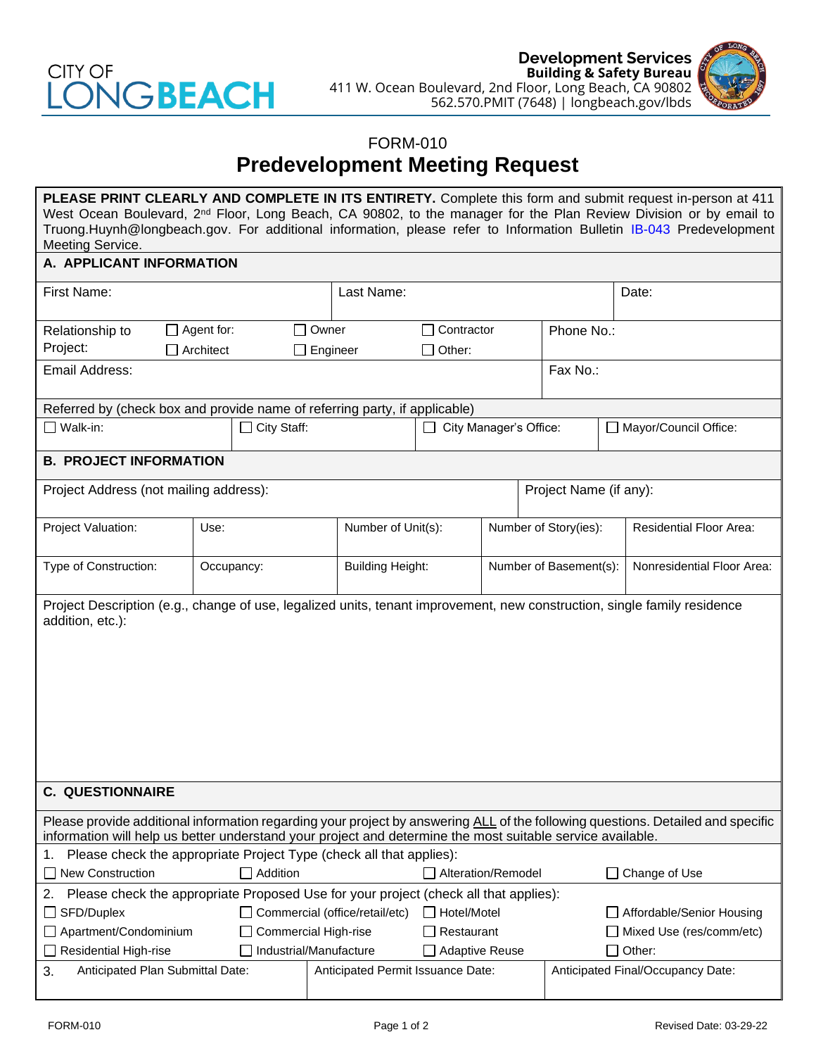CITY OF LONGBEACH

**Development Services**
**Building & Safety Bureau**
411 W. Ocean Boulevard, 2nd Floor, Long Beach, CA 90802
562.570.PMIT (7648) | longbeach.gov/lbds

FORM-010

# Predevelopment Meeting Request

**PLEASE PRINT CLEARLY AND COMPLETE IN ITS ENTIRETY.** Complete this form and submit request in-person at 411 West Ocean Boulevard, 2nd Floor, Long Beach, CA 90802, to the manager for the Plan Review Division or by email to Truong.Huynh@longbeach.gov. For additional information, please refer to Information Bulletin IB-043 Predevelopment Meeting Service.

## A. APPLICANT INFORMATION

| First Name: | Last Name: | Date: |
|---|---|---|

| Relationship to Project: | ☐ Agent for: ☐ Architect | ☐ Owner ☐ Engineer | ☐ Contractor ☐ Other: | Phone No.: |
|---|---|---|---|---|

| Email Address: | Fax No.: |
|---|---|

Referred by (check box and provide name of referring party, if applicable)

| ☐ Walk-in: | ☐ City Staff: | ☐ City Manager's Office: | ☐ Mayor/Council Office: |
|---|---|---|---|

## B. PROJECT INFORMATION

| Project Address (not mailing address): | Project Name (if any): |
|---|---|

| Project Valuation: | Use: | Number of Unit(s): | Number of Story(ies): | Residential Floor Area: |
|---|---|---|---|---|
| Type of Construction: | Occupancy: | Building Height: | Number of Basement(s): | Nonresidential Floor Area: |

Project Description (e.g., change of use, legalized units, tenant improvement, new construction, single family residence addition, etc.):

## C. QUESTIONNAIRE

Please provide additional information regarding your project by answering ALL of the following questions. Detailed and specific information will help us better understand your project and determine the most suitable service available.

1. Please check the appropriate Project Type (check all that applies):

☐ New Construction ☐ Addition ☐ Alteration/Remodel ☐ Change of Use

2. Please check the appropriate Proposed Use for your project (check all that applies):

| | | | |
|---|---|---|---|
| ☐ SFD/Duplex | ☐ Commercial (office/retail/etc) | ☐ Hotel/Motel | ☐ Affordable/Senior Housing |
| ☐ Apartment/Condominium | ☐ Commercial High-rise | ☐ Restaurant | ☐ Mixed Use (res/comm/etc) |
| ☐ Residential High-rise | ☐ Industrial/Manufacture | ☐ Adaptive Reuse | ☐ Other: |

| 3. Anticipated Plan Submittal Date: | Anticipated Permit Issuance Date: | Anticipated Final/Occupancy Date: |
|---|---|---|

FORM-010 Revised Date: 03-29-22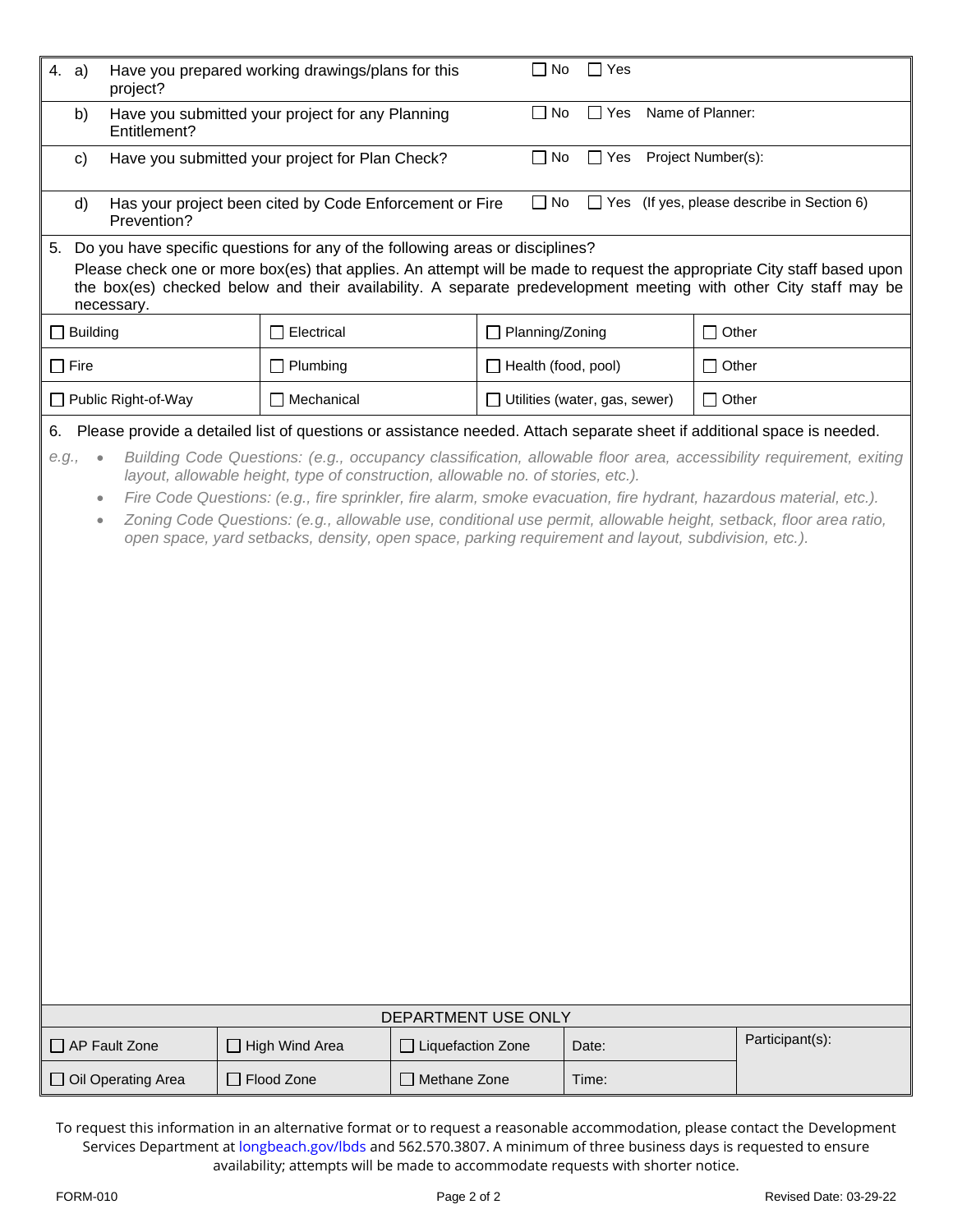| | | |
|---|---|---|
| 4. a) Have you prepared working drawings/plans for this project? | ☐ No ☐ Yes | |
| b) Have you submitted your project for any Planning Entitlement? | ☐ No ☐ Yes | Name of Planner: |
| c) Have you submitted your project for Plan Check? | ☐ No ☐ Yes | Project Number(s): |
| d) Has your project been cited by Code Enforcement or Fire Prevention? | ☐ No ☐ Yes | (If yes, please describe in Section 6) |

5. Do you have specific questions for any of the following areas or disciplines?

Please check one or more box(es) that applies. An attempt will be made to request the appropriate City staff based upon the box(es) checked below and their availability. A separate predevelopment meeting with other City staff may be necessary.

| | | | |
|---|---|---|---|
| ☐ Building | ☐ Electrical | ☐ Planning/Zoning | ☐ Other |
| ☐ Fire | ☐ Plumbing | ☐ Health (food, pool) | ☐ Other |
| ☐ Public Right-of-Way | ☐ Mechanical | ☐ Utilities (water, gas, sewer) | ☐ Other |

6. Please provide a detailed list of questions or assistance needed. Attach separate sheet if additional space is needed.

*e.g.,*

- *Building Code Questions: (e.g., occupancy classification, allowable floor area, accessibility requirement, exiting layout, allowable height, type of construction, allowable no. of stories, etc.).*
- *Fire Code Questions: (e.g., fire sprinkler, fire alarm, smoke evacuation, fire hydrant, hazardous material, etc.).*
- *Zoning Code Questions: (e.g., allowable use, conditional use permit, allowable height, setback, floor area ratio, open space, yard setbacks, density, open space, parking requirement and layout, subdivision, etc.).*

| DEPARTMENT USE ONLY | | | | |
|---|---|---|---|---|
| ☐ AP Fault Zone | ☐ High Wind Area | ☐ Liquefaction Zone | Date: | Participant(s): |
| ☐ Oil Operating Area | ☐ Flood Zone | ☐ Methane Zone | Time: | |

To request this information in an alternative format or to request a reasonable accommodation, please contact the Development Services Department at longbeach.gov/lbds and 562.570.3807. A minimum of three business days is requested to ensure availability; attempts will be made to accommodate requests with shorter notice.

FORM-010 Revised Date: 03-29-22